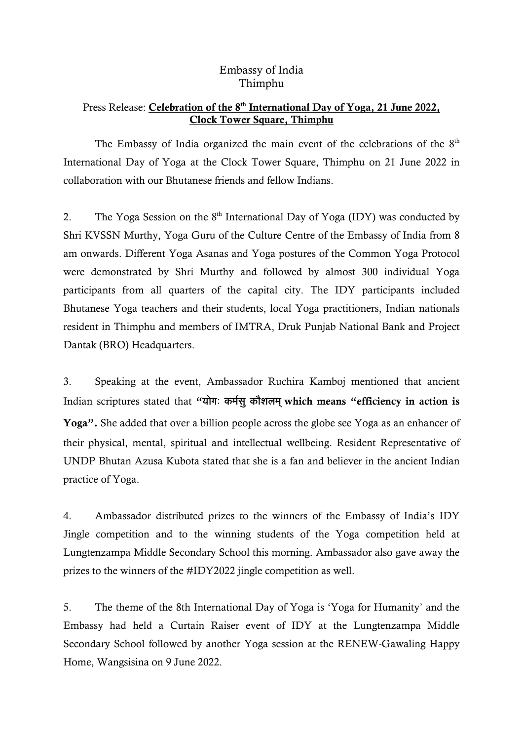Embassy of India
Thimphu

Press Release: **Celebration of the 8th International Day of Yoga, 21 June 2022, Clock Tower Square, Thimphu**

The Embassy of India organized the main event of the celebrations of the 8th International Day of Yoga at the Clock Tower Square, Thimphu on 21 June 2022 in collaboration with our Bhutanese friends and fellow Indians.

2. The Yoga Session on the 8th International Day of Yoga (IDY) was conducted by Shri KVSSN Murthy, Yoga Guru of the Culture Centre of the Embassy of India from 8 am onwards. Different Yoga Asanas and Yoga postures of the Common Yoga Protocol were demonstrated by Shri Murthy and followed by almost 300 individual Yoga participants from all quarters of the capital city. The IDY participants included Bhutanese Yoga teachers and their students, local Yoga practitioners, Indian nationals resident in Thimphu and members of IMTRA, Druk Punjab National Bank and Project Dantak (BRO) Headquarters.

3. Speaking at the event, Ambassador Ruchira Kamboj mentioned that ancient Indian scriptures stated that **"योगः कर्मसु कौशलम् which means "efficiency in action is Yoga".** She added that over a billion people across the globe see Yoga as an enhancer of their physical, mental, spiritual and intellectual wellbeing. Resident Representative of UNDP Bhutan Azusa Kubota stated that she is a fan and believer in the ancient Indian practice of Yoga.

4. Ambassador distributed prizes to the winners of the Embassy of India's IDY Jingle competition and to the winning students of the Yoga competition held at Lungtenzampa Middle Secondary School this morning. Ambassador also gave away the prizes to the winners of the #IDY2022 jingle competition as well.

5. The theme of the 8th International Day of Yoga is 'Yoga for Humanity' and the Embassy had held a Curtain Raiser event of IDY at the Lungtenzampa Middle Secondary School followed by another Yoga session at the RENEW-Gawaling Happy Home, Wangsisina on 9 June 2022.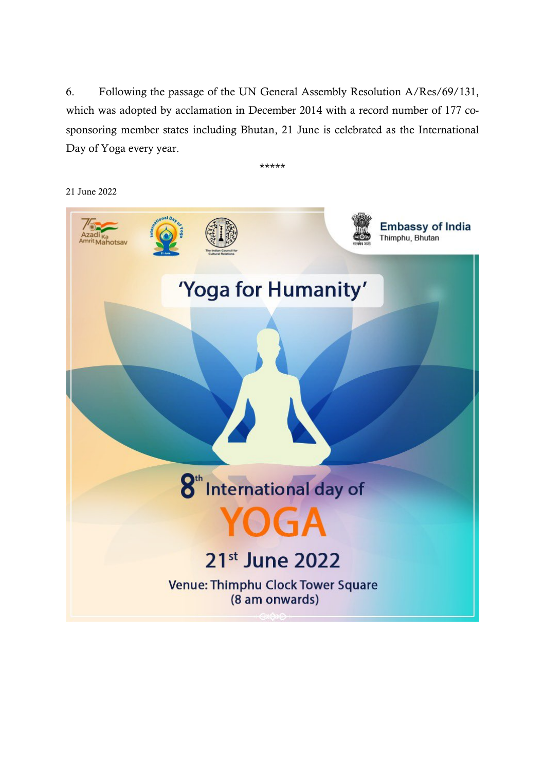6. Following the passage of the UN General Assembly Resolution A/Res/69/131, which was adopted by acclamation in December 2014 with a record number of 177 co-sponsoring member states including Bhutan, 21 June is celebrated as the International Day of Yoga every year.

*****

21 June 2022

Embassy of India
Thimphu, Bhutan

'Yoga for Humanity'

8th International day of

YOGA

21st June 2022

Venue: Thimphu Clock Tower Square
(8 am onwards)